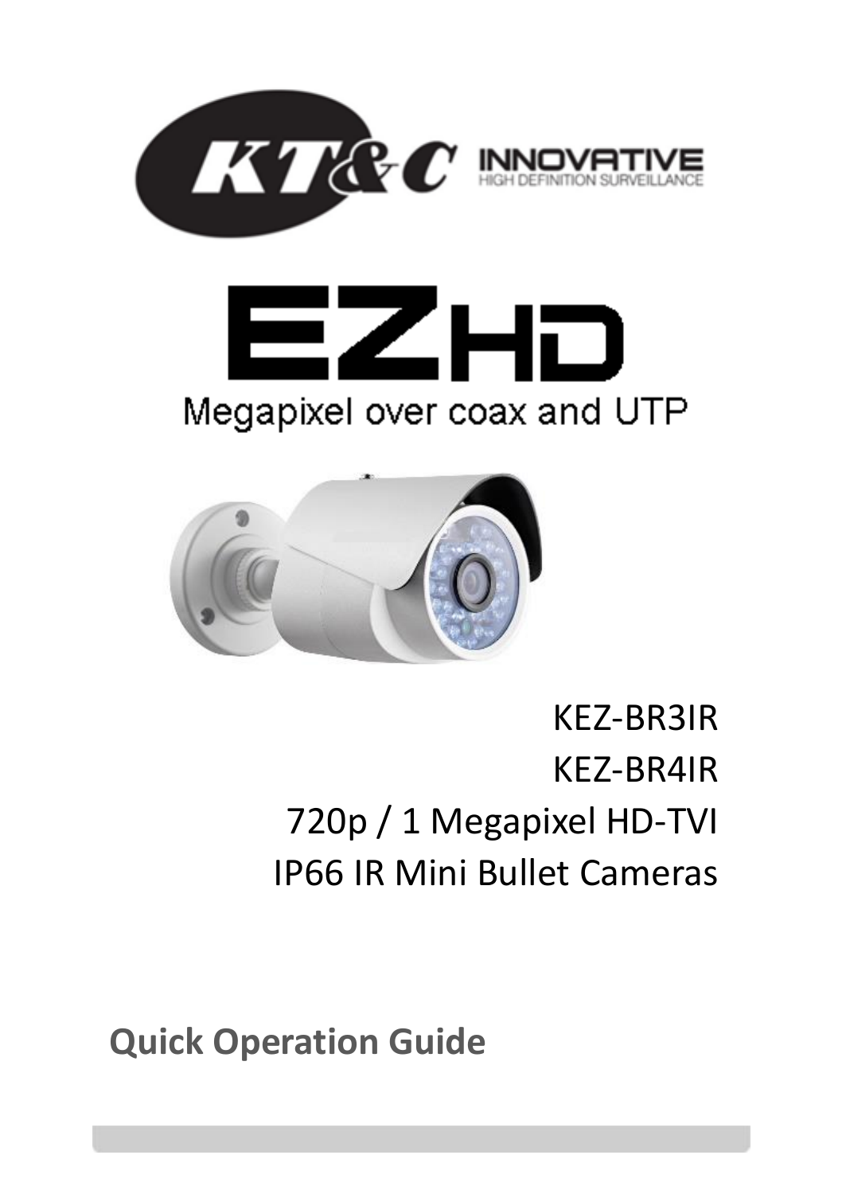KT&C INNOVATIVE

HIGH DEFINITION SURVEILLANCE

# EZHD

Megapixel over coax and UTP

KEZ-BR3IR

KEZ-BR4IR

720p / 1 Megapixel HD-TVI

IP66 IR Mini Bullet Cameras

## Quick Operation Guide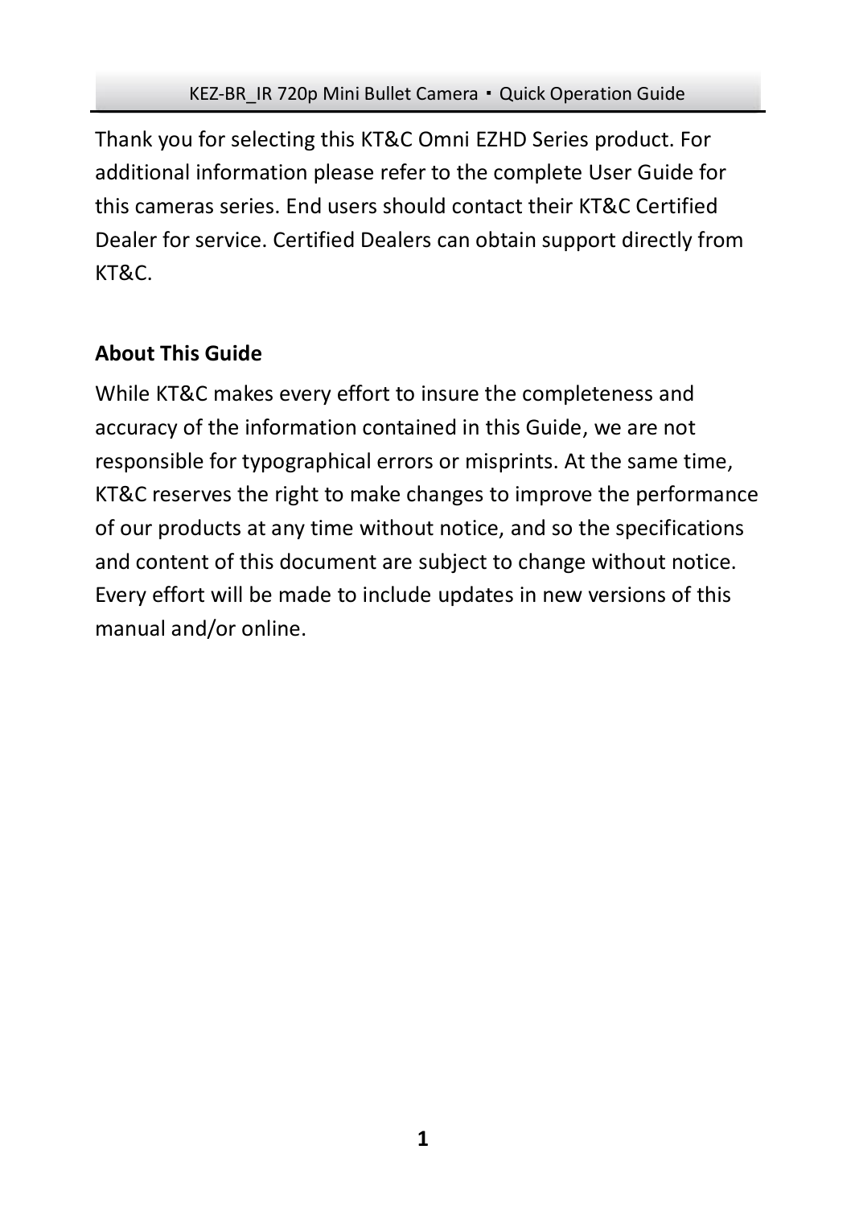Thank you for selecting this KT&C Omni EZHD Series product. For additional information please refer to the complete User Guide for this cameras series. End users should contact their KT&C Certified Dealer for service. Certified Dealers can obtain support directly from KT&C.

**About This Guide**

While KT&C makes every effort to insure the completeness and accuracy of the information contained in this Guide, we are not responsible for typographical errors or misprints. At the same time, KT&C reserves the right to make changes to improve the performance of our products at any time without notice, and so the specifications and content of this document are subject to change without notice. Every effort will be made to include updates in new versions of this manual and/or online.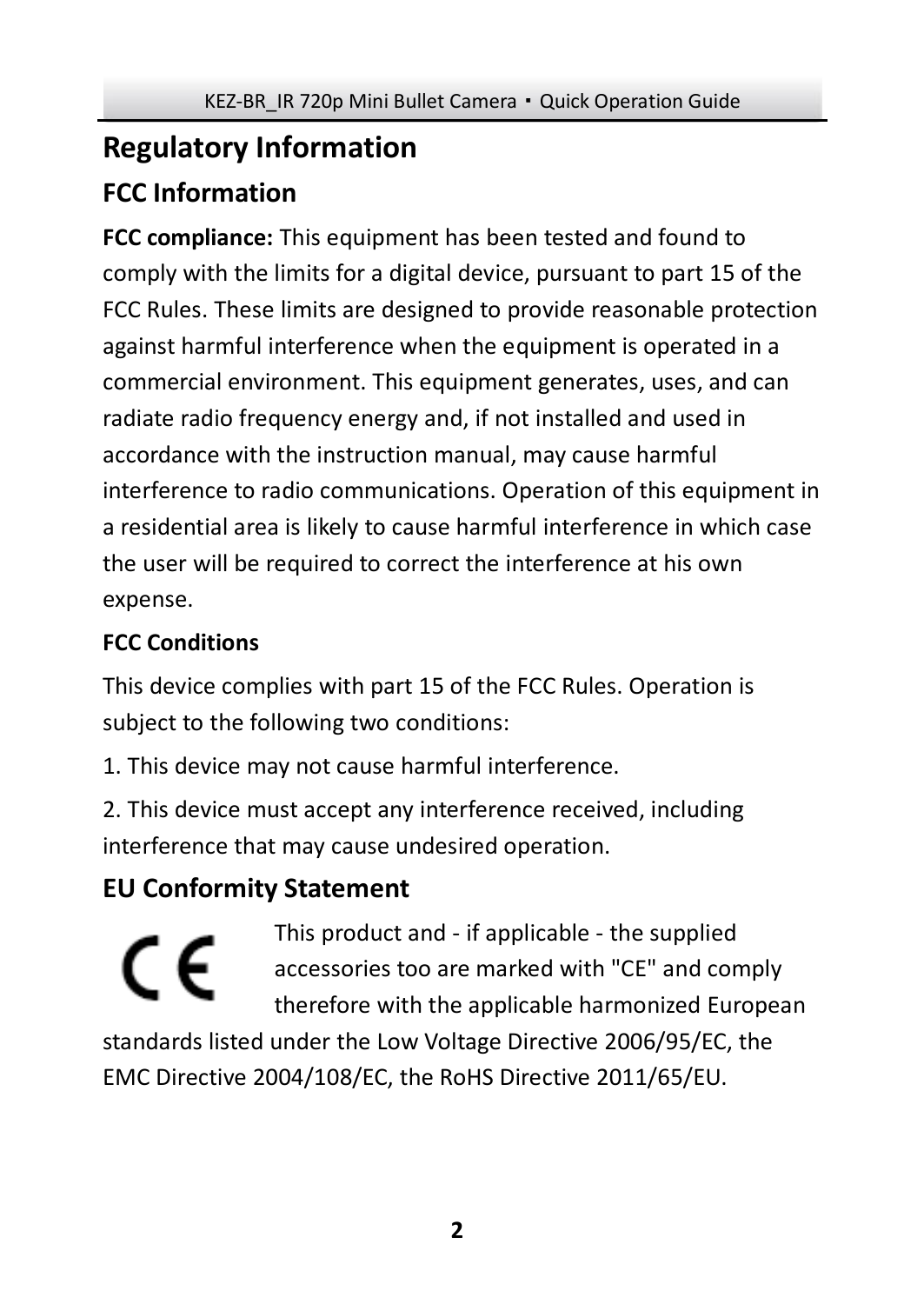# Regulatory Information

## FCC Information

**FCC compliance:** This equipment has been tested and found to comply with the limits for a digital device, pursuant to part 15 of the FCC Rules. These limits are designed to provide reasonable protection against harmful interference when the equipment is operated in a commercial environment. This equipment generates, uses, and can radiate radio frequency energy and, if not installed and used in accordance with the instruction manual, may cause harmful interference to radio communications. Operation of this equipment in a residential area is likely to cause harmful interference in which case the user will be required to correct the interference at his own expense.

### FCC Conditions

This device complies with part 15 of the FCC Rules. Operation is subject to the following two conditions:

1. This device may not cause harmful interference.

2. This device must accept any interference received, including interference that may cause undesired operation.

## EU Conformity Statement

This product and - if applicable - the supplied accessories too are marked with "CE" and comply therefore with the applicable harmonized European standards listed under the Low Voltage Directive 2006/95/EC, the EMC Directive 2004/108/EC, the RoHS Directive 2011/65/EU.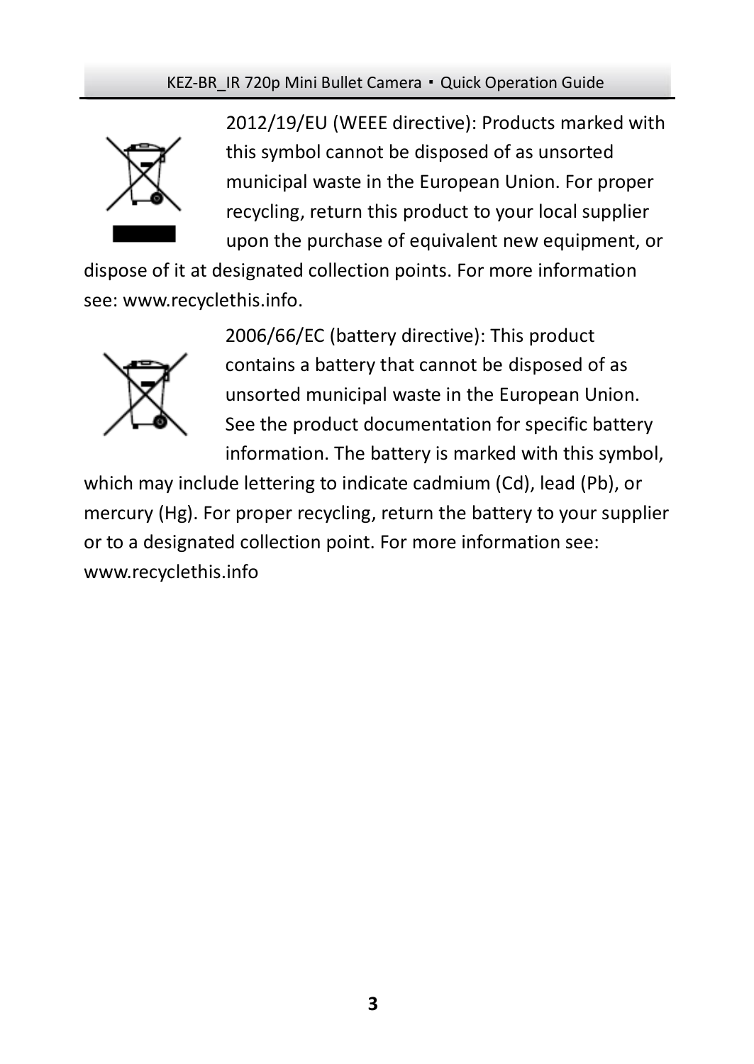2012/19/EU (WEEE directive): Products marked with this symbol cannot be disposed of as unsorted municipal waste in the European Union. For proper recycling, return this product to your local supplier upon the purchase of equivalent new equipment, or dispose of it at designated collection points. For more information see: www.recyclethis.info.

2006/66/EC (battery directive): This product contains a battery that cannot be disposed of as unsorted municipal waste in the European Union. See the product documentation for specific battery information. The battery is marked with this symbol, which may include lettering to indicate cadmium (Cd), lead (Pb), or mercury (Hg). For proper recycling, return the battery to your supplier or to a designated collection point. For more information see: www.recyclethis.info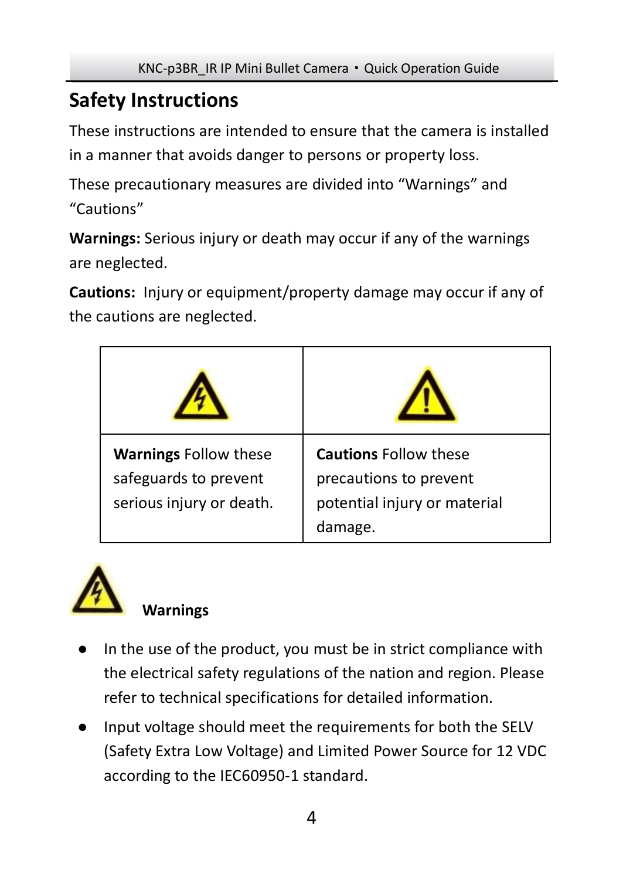## Safety Instructions

These instructions are intended to ensure that the camera is installed in a manner that avoids danger to persons or property loss.

These precautionary measures are divided into "Warnings" and "Cautions"

**Warnings:** Serious injury or death may occur if any of the warnings are neglected.

**Cautions:** Injury or equipment/property damage may occur if any of the cautions are neglected.

| | |
|---|---|
| **Warnings** Follow these safeguards to prevent serious injury or death. | **Cautions** Follow these precautions to prevent potential injury or material damage. |

### Warnings

- In the use of the product, you must be in strict compliance with the electrical safety regulations of the nation and region. Please refer to technical specifications for detailed information.
- Input voltage should meet the requirements for both the SELV (Safety Extra Low Voltage) and Limited Power Source for 12 VDC according to the IEC60950-1 standard.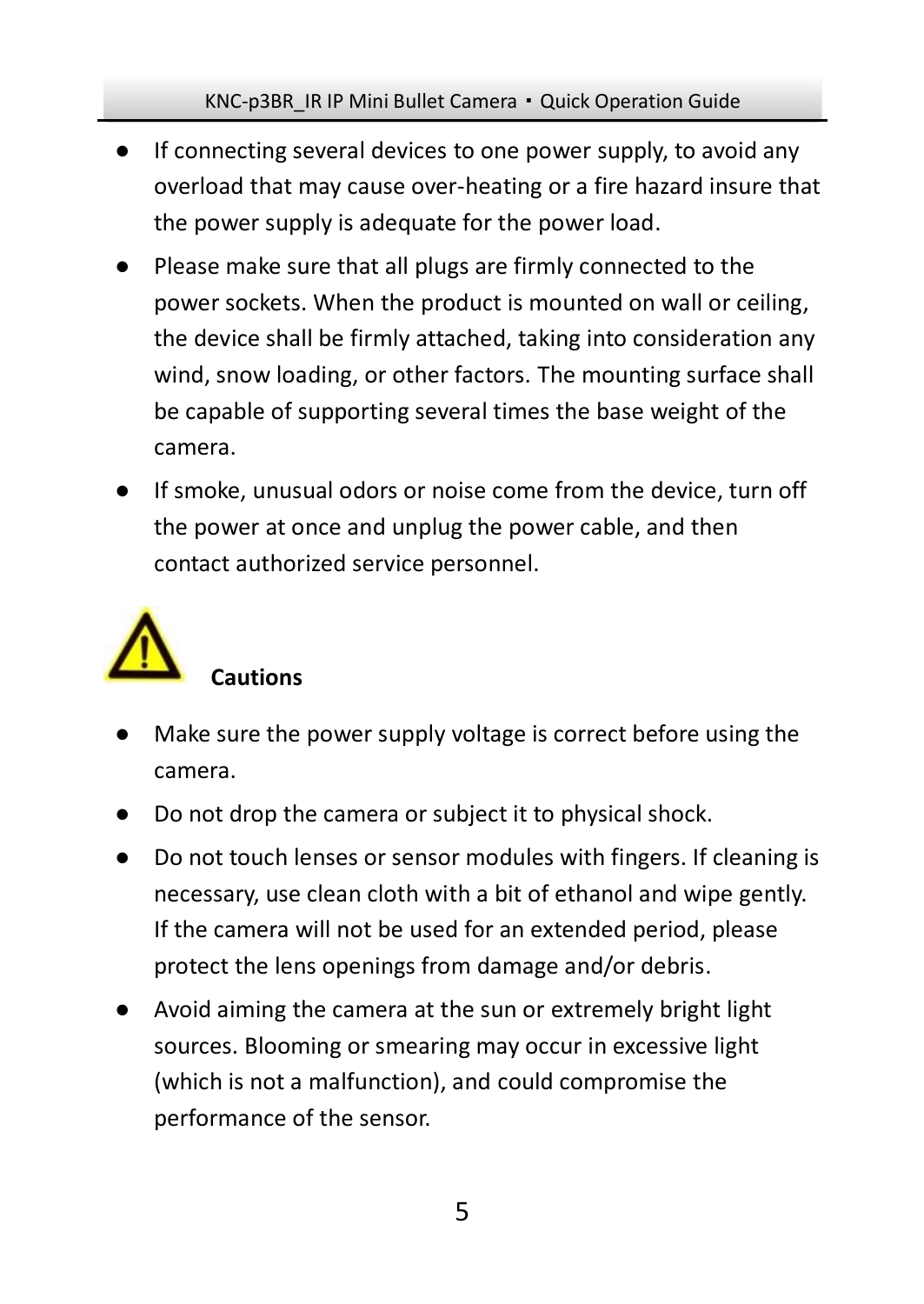- If connecting several devices to one power supply, to avoid any overload that may cause over-heating or a fire hazard insure that the power supply is adequate for the power load.
- Please make sure that all plugs are firmly connected to the power sockets. When the product is mounted on wall or ceiling, the device shall be firmly attached, taking into consideration any wind, snow loading, or other factors. The mounting surface shall be capable of supporting several times the base weight of the camera.
- If smoke, unusual odors or noise come from the device, turn off the power at once and unplug the power cable, and then contact authorized service personnel.

**Cautions**

- Make sure the power supply voltage is correct before using the camera.
- Do not drop the camera or subject it to physical shock.
- Do not touch lenses or sensor modules with fingers. If cleaning is necessary, use clean cloth with a bit of ethanol and wipe gently. If the camera will not be used for an extended period, please protect the lens openings from damage and/or debris.
- Avoid aiming the camera at the sun or extremely bright light sources. Blooming or smearing may occur in excessive light (which is not a malfunction), and could compromise the performance of the sensor.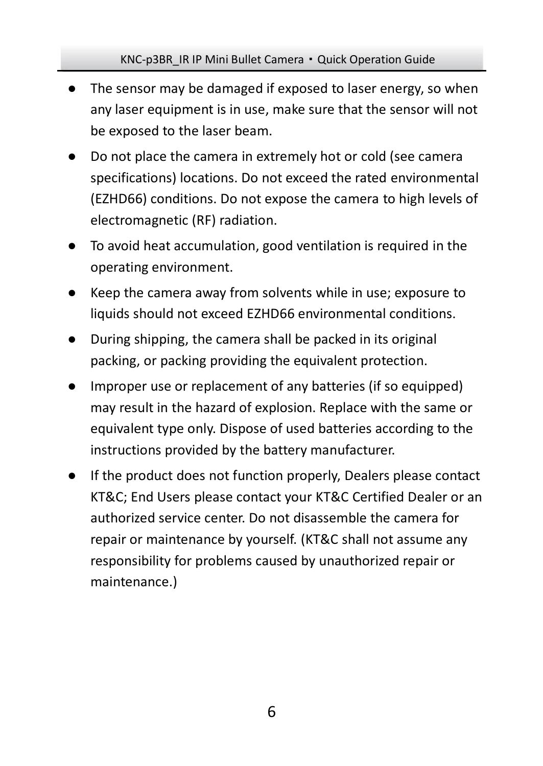- The sensor may be damaged if exposed to laser energy, so when any laser equipment is in use, make sure that the sensor will not be exposed to the laser beam.
- Do not place the camera in extremely hot or cold (see camera specifications) locations. Do not exceed the rated environmental (EZHD66) conditions. Do not expose the camera to high levels of electromagnetic (RF) radiation.
- To avoid heat accumulation, good ventilation is required in the operating environment.
- Keep the camera away from solvents while in use; exposure to liquids should not exceed EZHD66 environmental conditions.
- During shipping, the camera shall be packed in its original packing, or packing providing the equivalent protection.
- Improper use or replacement of any batteries (if so equipped) may result in the hazard of explosion. Replace with the same or equivalent type only. Dispose of used batteries according to the instructions provided by the battery manufacturer.
- If the product does not function properly, Dealers please contact KT&C; End Users please contact your KT&C Certified Dealer or an authorized service center. Do not disassemble the camera for repair or maintenance by yourself. (KT&C shall not assume any responsibility for problems caused by unauthorized repair or maintenance.)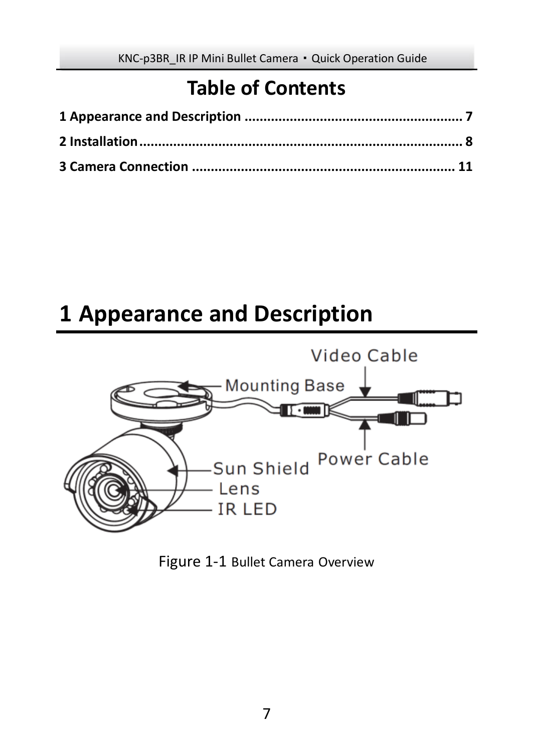# Table of Contents

**1 Appearance and Description** .......................................................... **7**

**2 Installation** ...................................................................................... **8**

**3 Camera Connection** ....................................................................... **11**

# 1 Appearance and Description

Figure 1-1 Bullet Camera Overview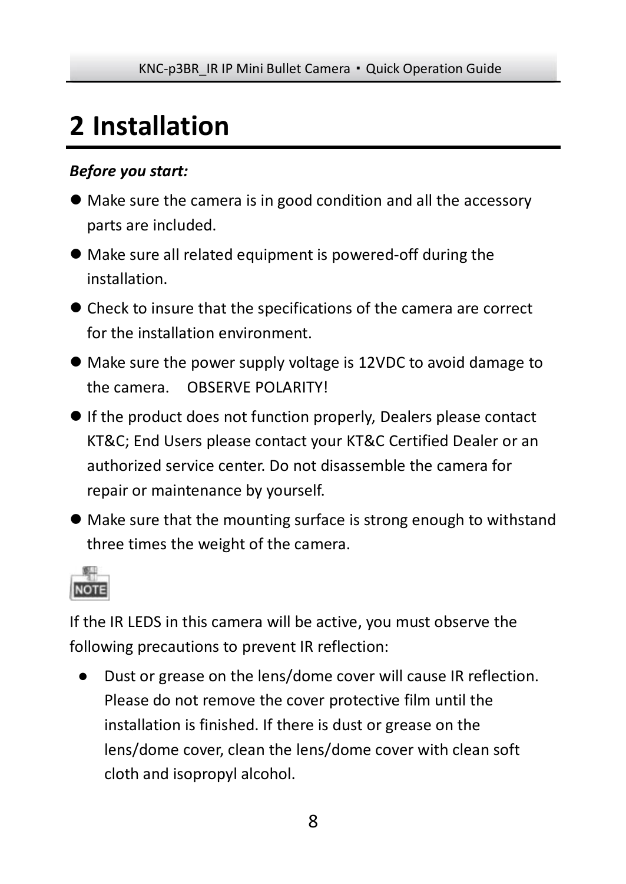# 2 Installation

***Before you start:***

- Make sure the camera is in good condition and all the accessory parts are included.
- Make sure all related equipment is powered-off during the installation.
- Check to insure that the specifications of the camera are correct for the installation environment.
- Make sure the power supply voltage is 12VDC to avoid damage to the camera. OBSERVE POLARITY!
- If the product does not function properly, Dealers please contact KT&C; End Users please contact your KT&C Certified Dealer or an authorized service center. Do not disassemble the camera for repair or maintenance by yourself.
- Make sure that the mounting surface is strong enough to withstand three times the weight of the camera.

NOTE

If the IR LEDS in this camera will be active, you must observe the following precautions to prevent IR reflection:

- Dust or grease on the lens/dome cover will cause IR reflection. Please do not remove the cover protective film until the installation is finished. If there is dust or grease on the lens/dome cover, clean the lens/dome cover with clean soft cloth and isopropyl alcohol.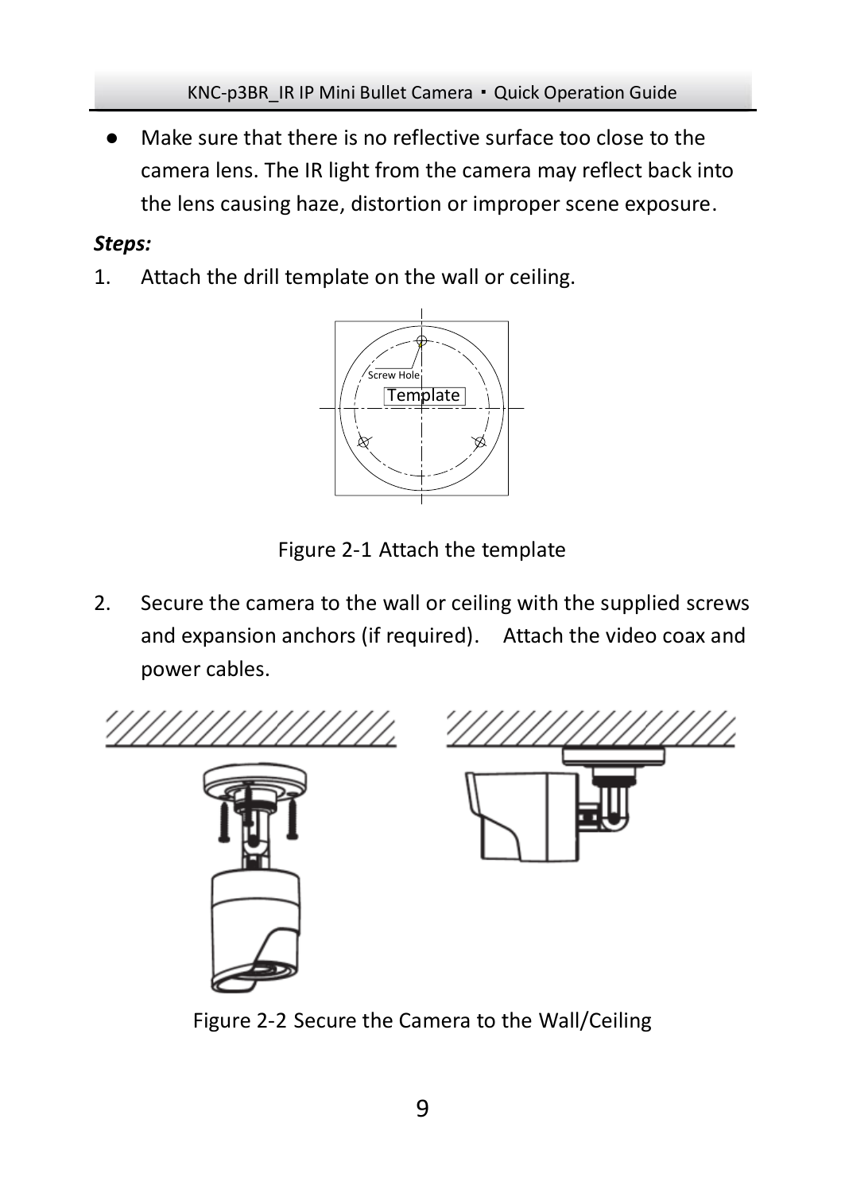- Make sure that there is no reflective surface too close to the camera lens. The IR light from the camera may reflect back into the lens causing haze, distortion or improper scene exposure.

***Steps:***

1. Attach the drill template on the wall or ceiling.

Figure 2-1 Attach the template

2. Secure the camera to the wall or ceiling with the supplied screws and expansion anchors (if required). Attach the video coax and power cables.

Figure 2-2 Secure the Camera to the Wall/Ceiling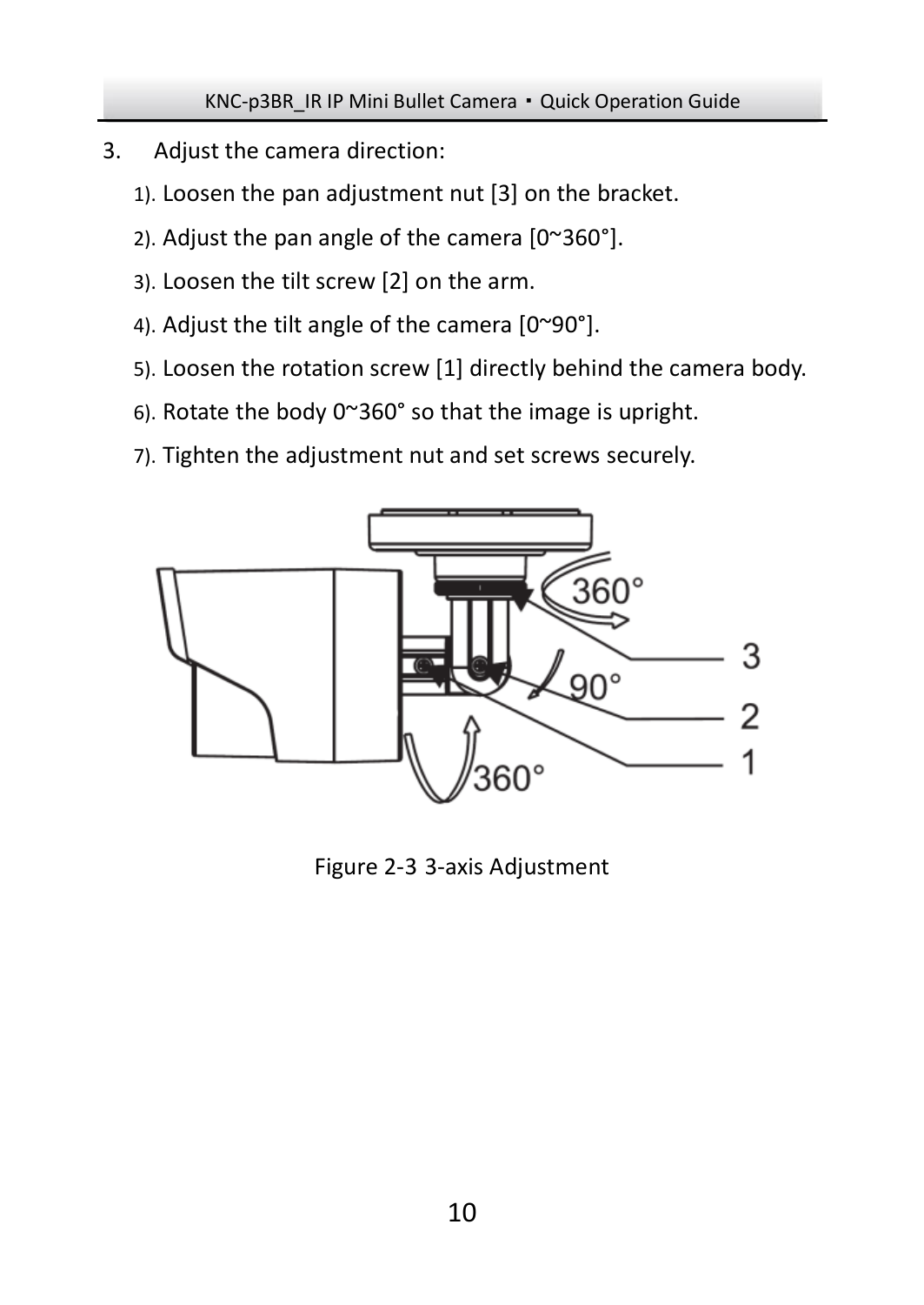3. Adjust the camera direction:
   1). Loosen the pan adjustment nut [3] on the bracket.
   2). Adjust the pan angle of the camera [0~360°].
   3). Loosen the tilt screw [2] on the arm.
   4). Adjust the tilt angle of the camera [0~90°].
   5). Loosen the rotation screw [1] directly behind the camera body.
   6). Rotate the body 0~360° so that the image is upright.
   7). Tighten the adjustment nut and set screws securely.

Figure 2-3 3-axis Adjustment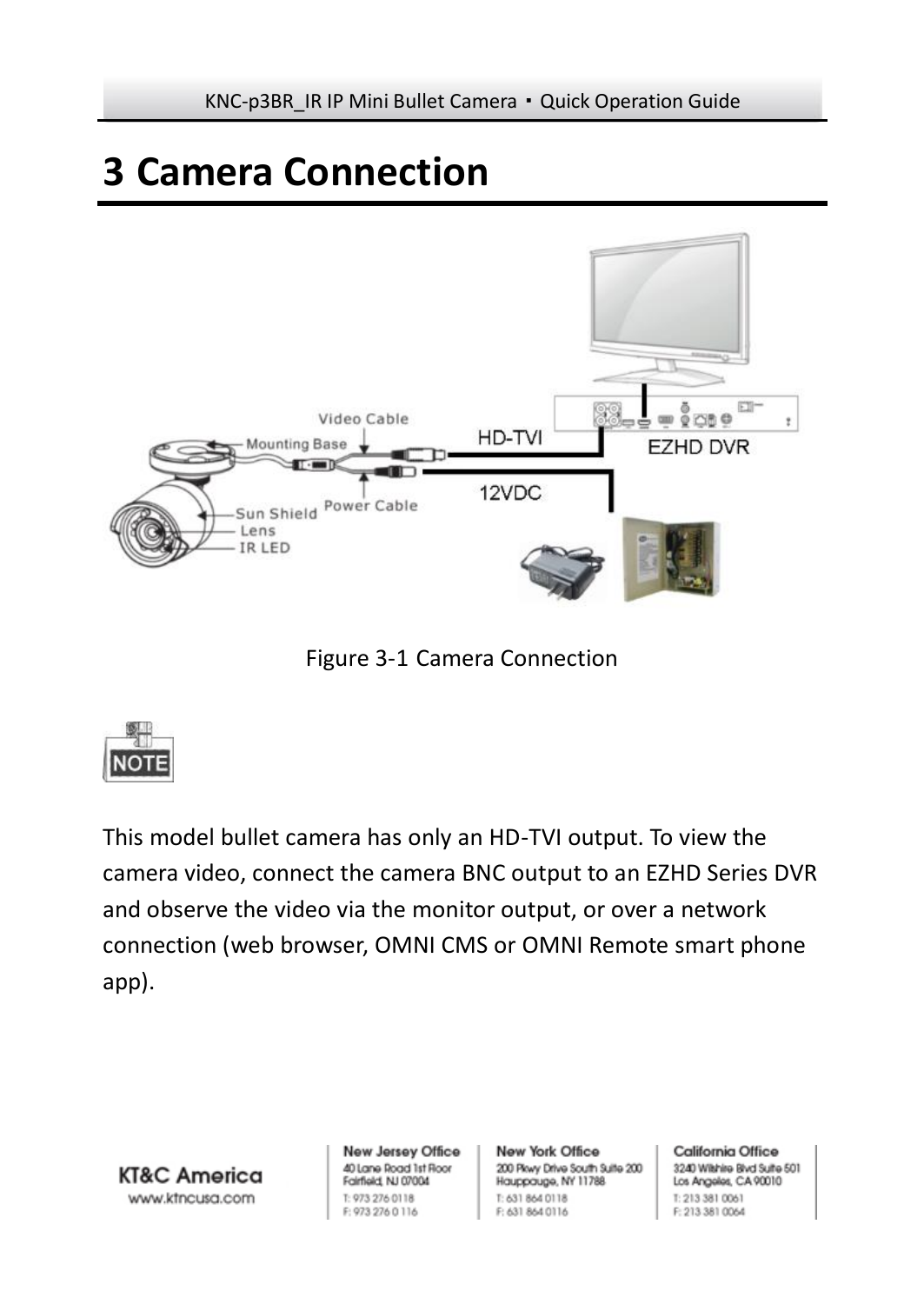# 3 Camera Connection

Video Cable

Mounting Base

Sun Shield

Lens

IR LED

Power Cable

HD-TVI

12VDC

EZHD DVR

Figure 3-1 Camera Connection

NOTE

This model bullet camera has only an HD-TVI output. To view the camera video, connect the camera BNC output to an EZHD Series DVR and observe the video via the monitor output, or over a network connection (web browser, OMNI CMS or OMNI Remote smart phone app).